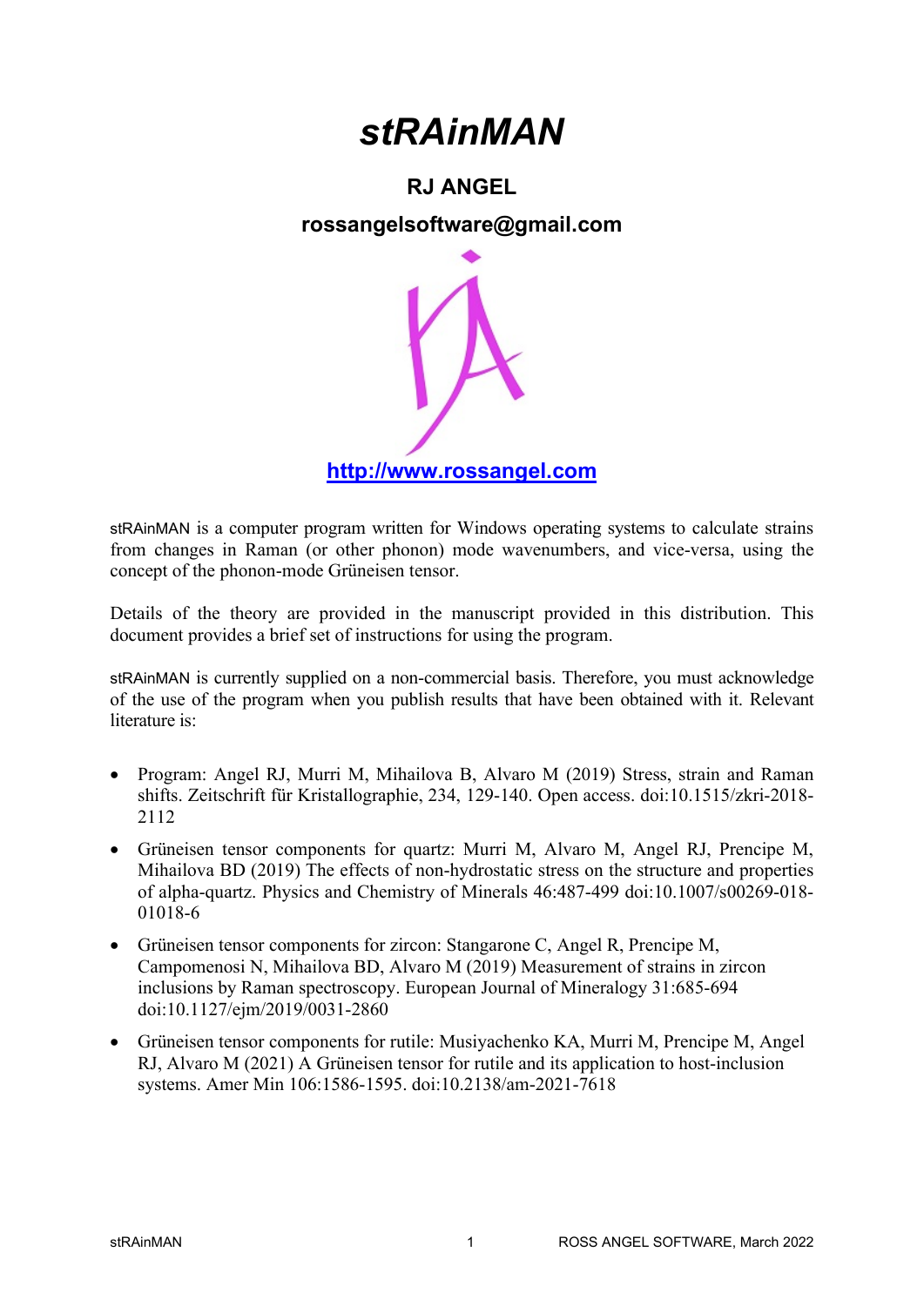# *stRAinMAN*

## RJ ANGEL

## rossangelsoftware@gmail.com

[http://www.rossangel.com](http://www.rossangel.com)

stRAinMAN is a computer program written for Windows operating systems to calculate strains from changes in Raman (or other phonon) mode wavenumbers, and vice-versa, using the concept of the phonon-mode Grüneisen tensor.

Details of the theory are provided in the manuscript provided in this distribution. This document provides a brief set of instructions for using the program.

stRAinMAN is currently supplied on a non-commercial basis. Therefore, you must acknowledge of the use of the program when you publish results that have been obtained with it. Relevant literature is:

- Program: Angel RJ, Murri M, Mihailova B, Alvaro M (2019) Stress, strain and Raman shifts. Zeitschrift für Kristallographie, 234, 129-140. Open access. doi:10.1515/zkri-2018-2112
- Grüneisen tensor components for quartz: Murri M, Alvaro M, Angel RJ, Prencipe M, Mihailova BD (2019) The effects of non-hydrostatic stress on the structure and properties of alpha-quartz. Physics and Chemistry of Minerals 46:487-499 doi:10.1007/s00269-018-01018-6
- Grüneisen tensor components for zircon: Stangarone C, Angel R, Prencipe M, Campomenosi N, Mihailova BD, Alvaro M (2019) Measurement of strains in zircon inclusions by Raman spectroscopy. European Journal of Mineralogy 31:685-694 doi:10.1127/ejm/2019/0031-2860
- Grüneisen tensor components for rutile: Musiyachenko KA, Murri M, Prencipe M, Angel RJ, Alvaro M (2021) A Grüneisen tensor for rutile and its application to host-inclusion systems. Amer Min 106:1586-1595. doi:10.2138/am-2021-7618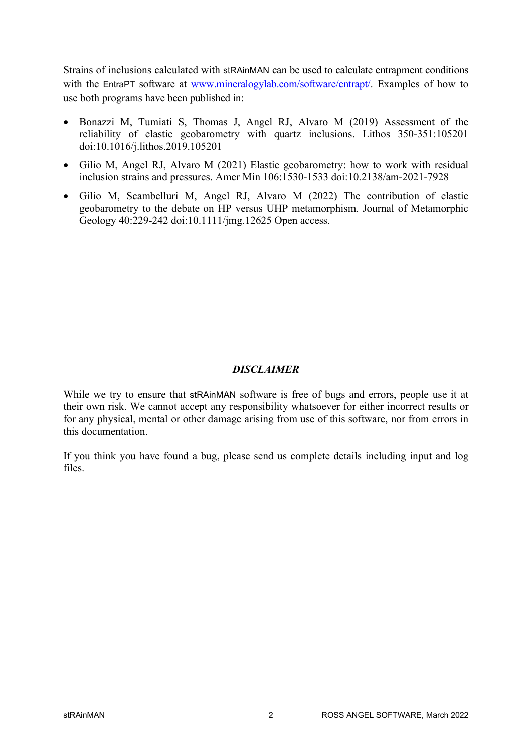Strains of inclusions calculated with stRAinMAN can be used to calculate entrapment conditions with the EntraPT software at [www.mineralogylab.com/software/entrapt/](http://www.mineralogylab.com/software/entrapt/). Examples of how to use both programs have been published in:

- Bonazzi M, Tumiati S, Thomas J, Angel RJ, Alvaro M (2019) Assessment of the reliability of elastic geobarometry with quartz inclusions. Lithos 350-351:105201 doi:10.1016/j.lithos.2019.105201
- Gilio M, Angel RJ, Alvaro M (2021) Elastic geobarometry: how to work with residual inclusion strains and pressures. Amer Min 106:1530-1533 doi:10.2138/am-2021-7928
- Gilio M, Scambelluri M, Angel RJ, Alvaro M (2022) The contribution of elastic geobarometry to the debate on HP versus UHP metamorphism. Journal of Metamorphic Geology 40:229-242 doi:10.1111/jmg.12625 Open access.

## *DISCLAIMER*

While we try to ensure that stRAinMAN software is free of bugs and errors, people use it at their own risk. We cannot accept any responsibility whatsoever for either incorrect results or for any physical, mental or other damage arising from use of this software, nor from errors in this documentation.

If you think you have found a bug, please send us complete details including input and log files.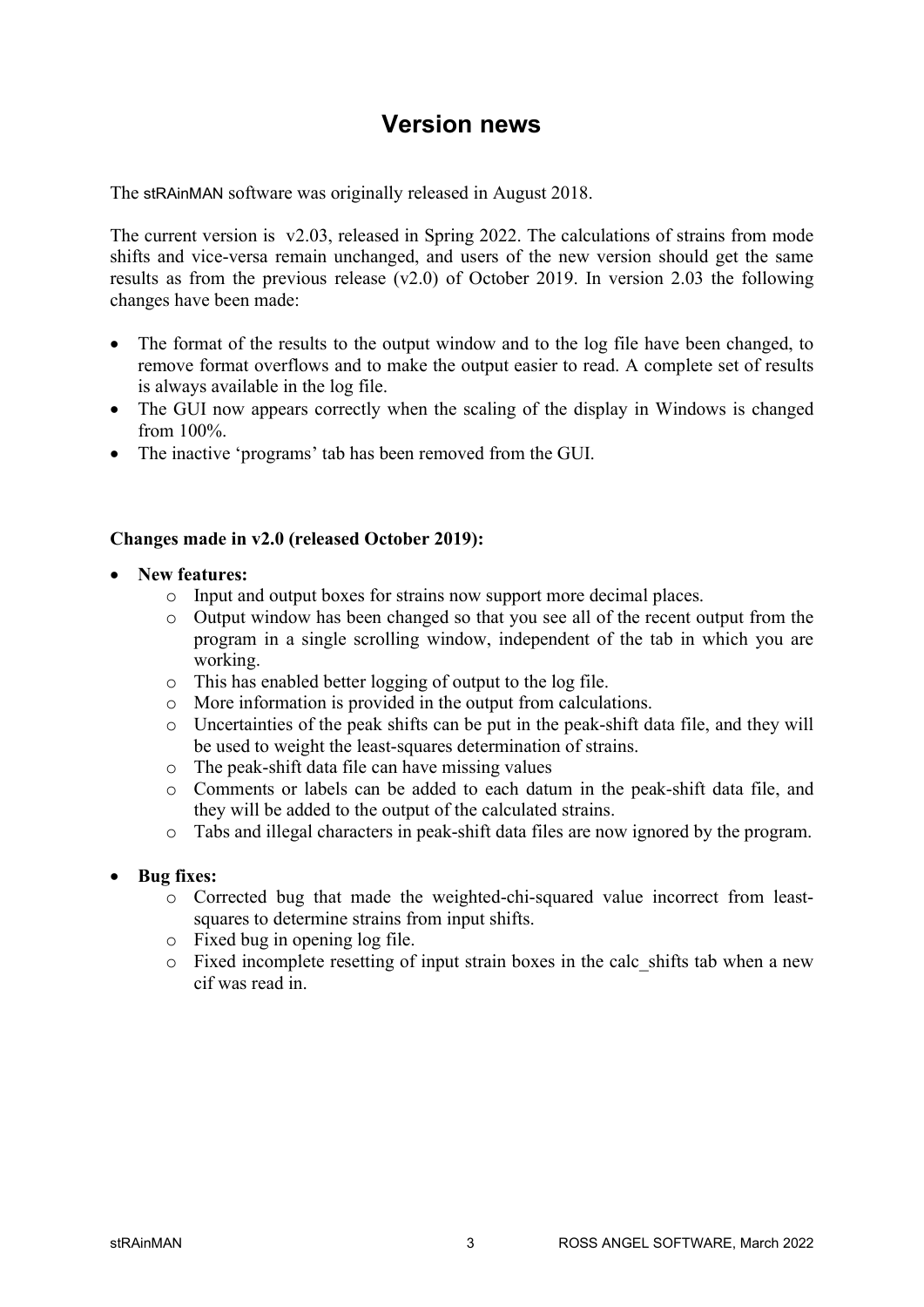# Version news

The stRAinMAN software was originally released in August 2018.

The current version is v2.03, released in Spring 2022. The calculations of strains from mode shifts and vice-versa remain unchanged, and users of the new version should get the same results as from the previous release (v2.0) of October 2019. In version 2.03 the following changes have been made:

- The format of the results to the output window and to the log file have been changed, to remove format overflows and to make the output easier to read. A complete set of results is always available in the log file.
- The GUI now appears correctly when the scaling of the display in Windows is changed from 100%.
- The inactive 'programs' tab has been removed from the GUI.

**Changes made in v2.0 (released October 2019):**

- **New features:**
    - Input and output boxes for strains now support more decimal places.
    - Output window has been changed so that you see all of the recent output from the program in a single scrolling window, independent of the tab in which you are working.
    - This has enabled better logging of output to the log file.
    - More information is provided in the output from calculations.
    - Uncertainties of the peak shifts can be put in the peak-shift data file, and they will be used to weight the least-squares determination of strains.
    - The peak-shift data file can have missing values
    - Comments or labels can be added to each datum in the peak-shift data file, and they will be added to the output of the calculated strains.
    - Tabs and illegal characters in peak-shift data files are now ignored by the program.

- **Bug fixes:**
    - Corrected bug that made the weighted-chi-squared value incorrect from least-squares to determine strains from input shifts.
    - Fixed bug in opening log file.
    - Fixed incomplete resetting of input strain boxes in the calc_shifts tab when a new cif was read in.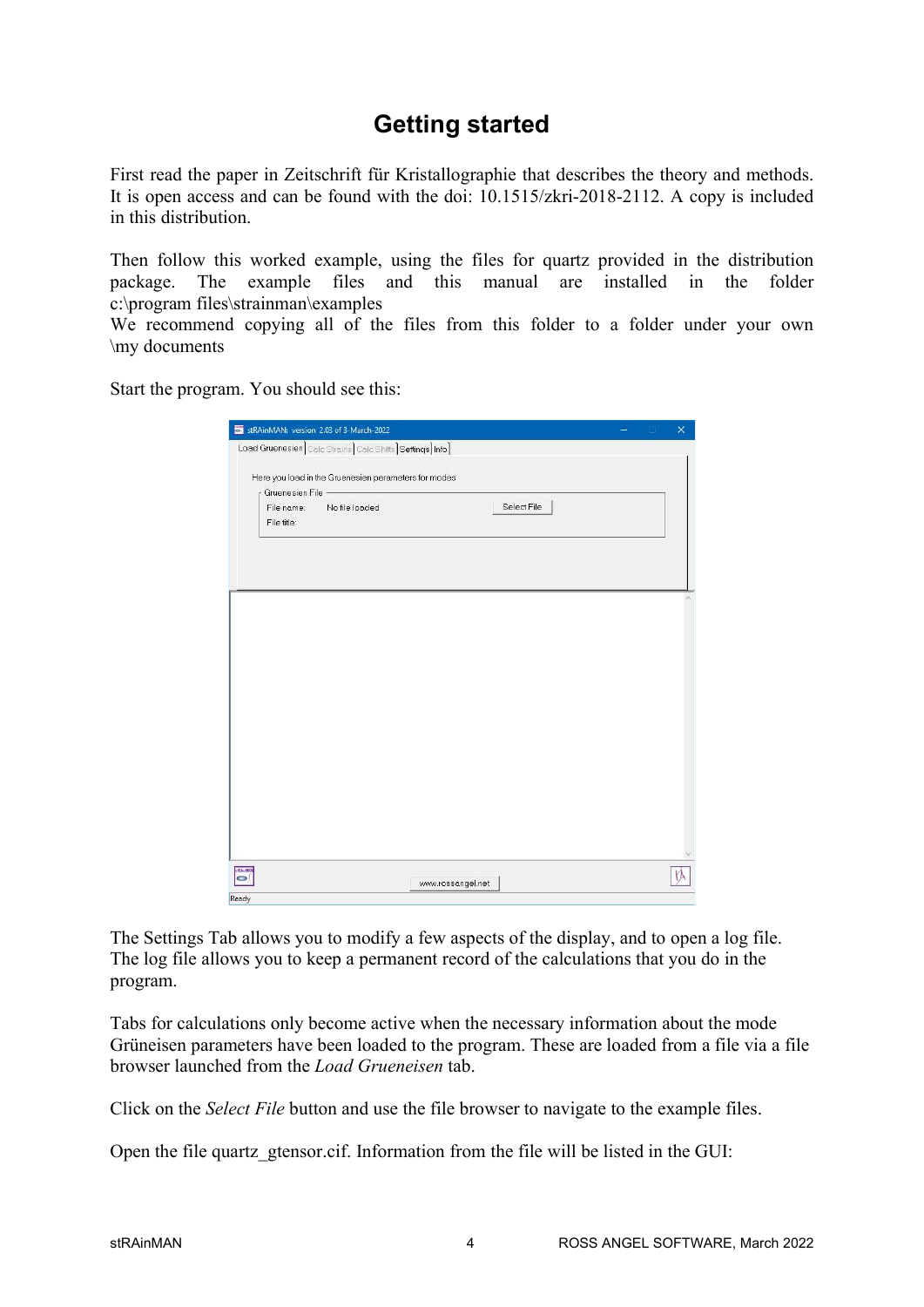# Getting started

First read the paper in Zeitschrift für Kristallographie that describes the theory and methods. It is open access and can be found with the doi: 10.1515/zkri-2018-2112. A copy is included in this distribution.

Then follow this worked example, using the files for quartz provided in the distribution package. The example files and this manual are installed in the folder c:\program files\strainman\examples
We recommend copying all of the files from this folder to a folder under your own \my documents

Start the program. You should see this:

The Settings Tab allows you to modify a few aspects of the display, and to open a log file. The log file allows you to keep a permanent record of the calculations that you do in the program.

Tabs for calculations only become active when the necessary information about the mode Grüneisen parameters have been loaded to the program. These are loaded from a file via a file browser launched from the *Load Grueneisen* tab.

Click on the *Select File* button and use the file browser to navigate to the example files.

Open the file quartz_gtensor.cif. Information from the file will be listed in the GUI: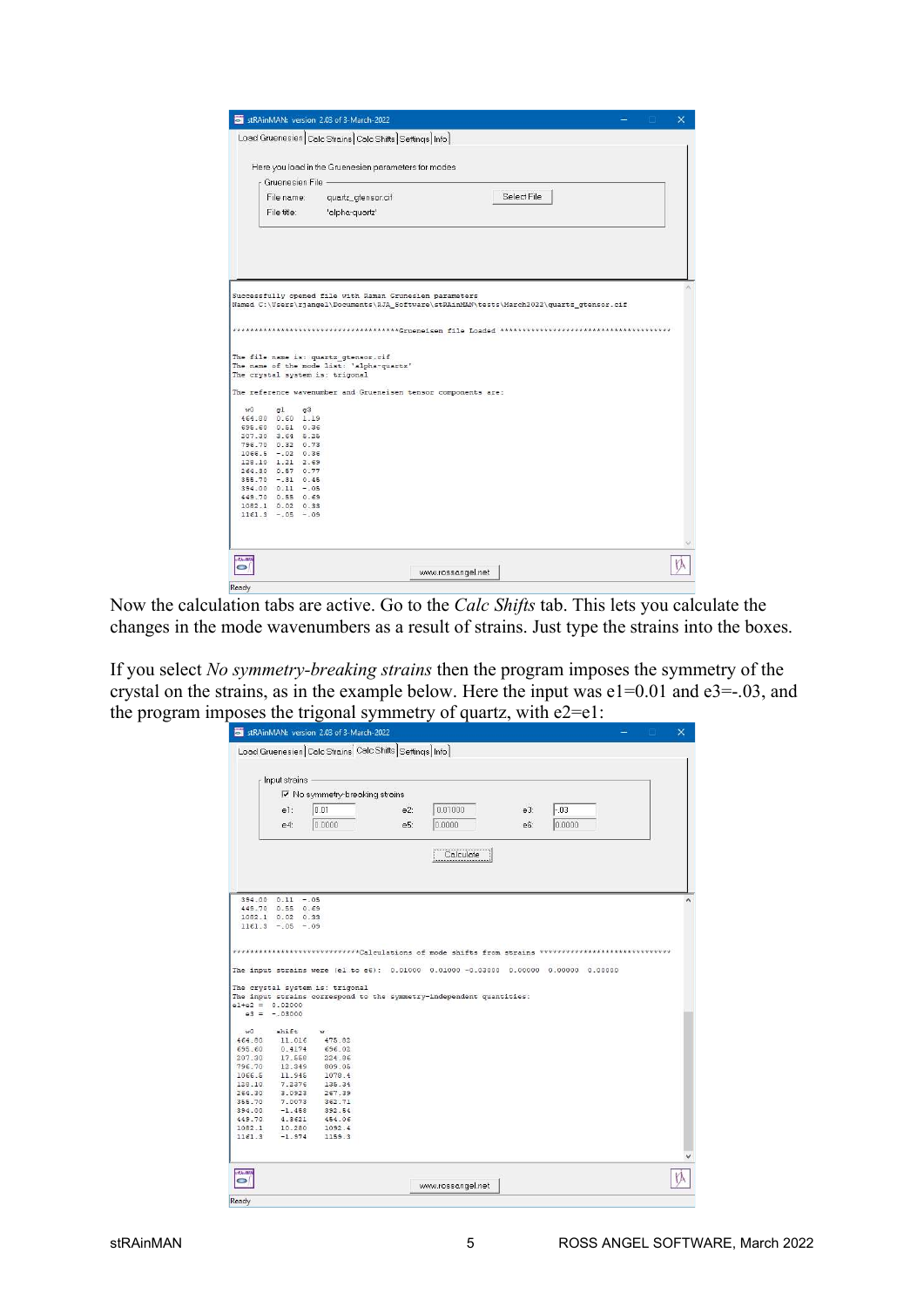Now the calculation tabs are active. Go to the *Calc Shifts* tab. This lets you calculate the changes in the mode wavenumbers as a result of strains. Just type the strains into the boxes.

If you select *No symmetry-breaking strains* then the program imposes the symmetry of the crystal on the strains, as in the example below. Here the input was e1=0.01 and e3=-.03, and the program imposes the trigonal symmetry of quartz, with e2=e1: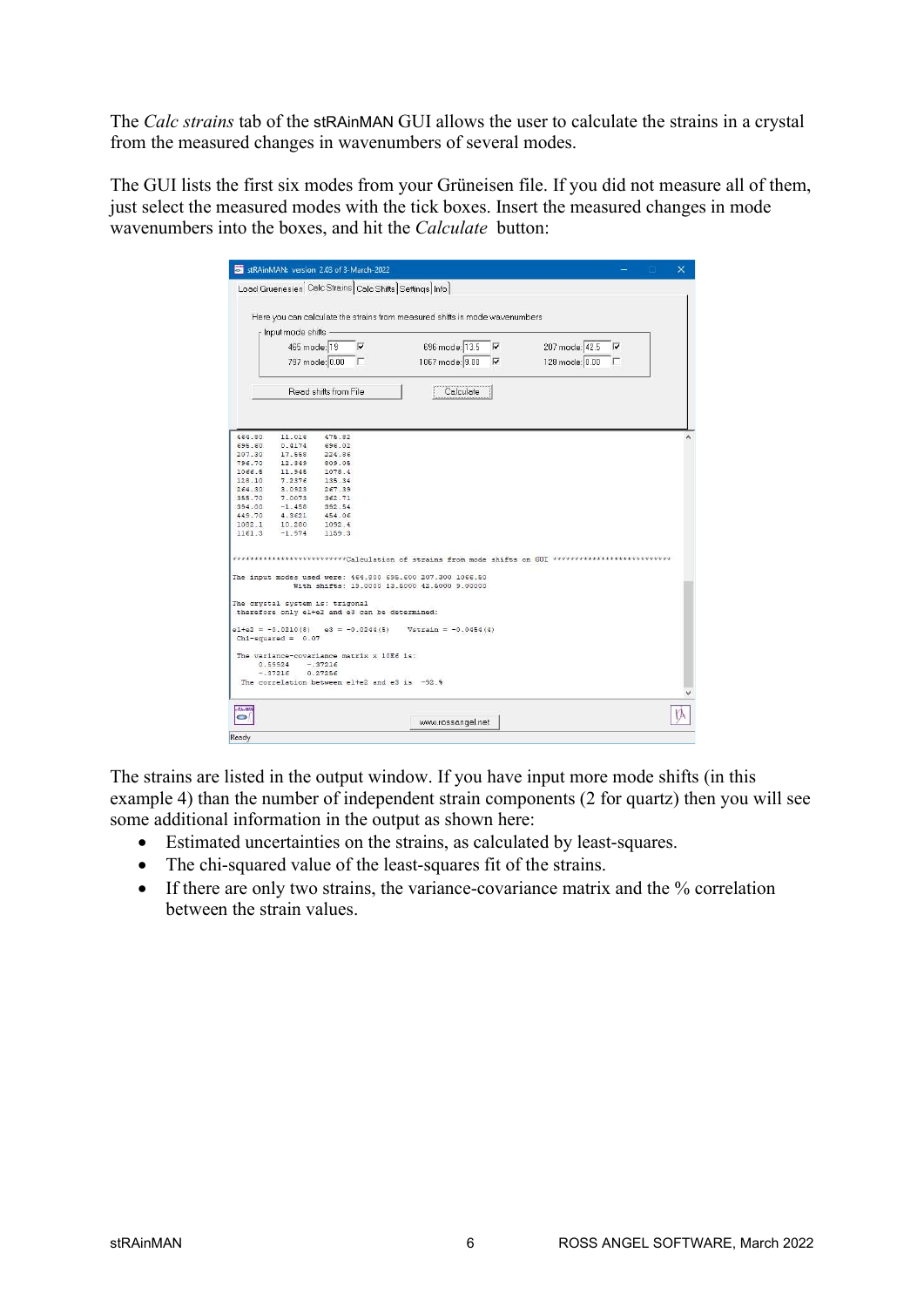The *Calc strains* tab of the stRAinMAN GUI allows the user to calculate the strains in a crystal from the measured changes in wavenumbers of several modes.

The GUI lists the first six modes from your Grüneisen file. If you did not measure all of them, just select the measured modes with the tick boxes. Insert the measured changes in mode wavenumbers into the boxes, and hit the *Calculate* button:

The strains are listed in the output window. If you have input more mode shifts (in this example 4) than the number of independent strain components (2 for quartz) then you will see some additional information in the output as shown here:

- Estimated uncertainties on the strains, as calculated by least-squares.
- The chi-squared value of the least-squares fit of the strains.
- If there are only two strains, the variance-covariance matrix and the % correlation between the strain values.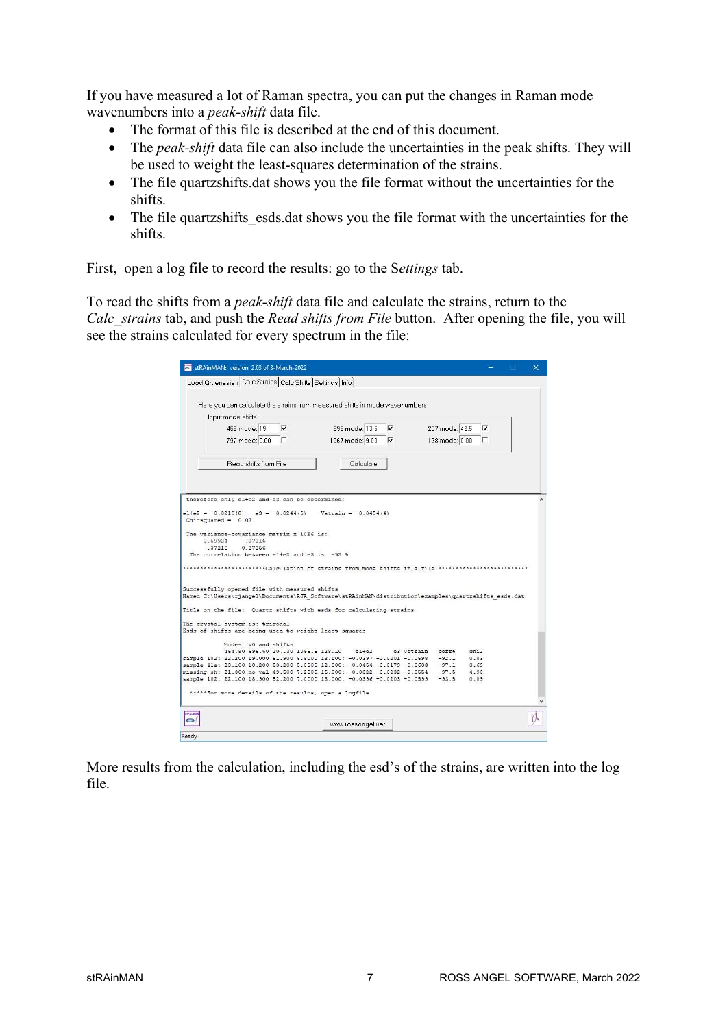If you have measured a lot of Raman spectra, you can put the changes in Raman mode wavenumbers into a *peak-shift* data file.

- The format of this file is described at the end of this document.
- The *peak-shift* data file can also include the uncertainties in the peak shifts. They will be used to weight the least-squares determination of the strains.
- The file quartzshifts.dat shows you the file format without the uncertainties for the shifts.
- The file quartzshifts_esds.dat shows you the file format with the uncertainties for the shifts.

First, open a log file to record the results: go to the S*ettings* tab.

To read the shifts from a *peak-shift* data file and calculate the strains, return to the *Calc_strains* tab, and push the *Read shifts from File* button. After opening the file, you will see the strains calculated for every spectrum in the file:

More results from the calculation, including the esd's of the strains, are written into the log file.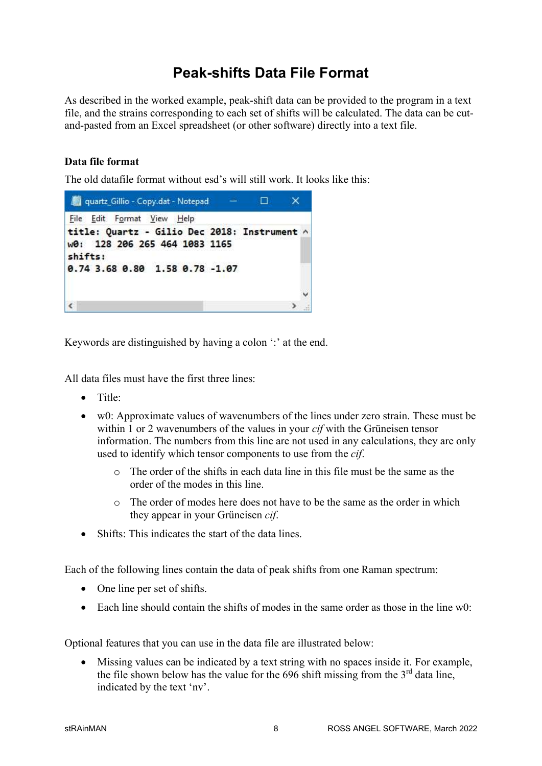# Peak-shifts Data File Format

As described in the worked example, peak-shift data can be provided to the program in a text file, and the strains corresponding to each set of shifts will be calculated. The data can be cut-and-pasted from an Excel spreadsheet (or other software) directly into a text file.

**Data file format**

The old datafile format without esd's will still work. It looks like this:

```
title: Quartz - Gilio Dec 2018: Instrument
w0:  128 206 265 464 1083 1165
shifts:
0.74 3.68 0.80  1.58 0.78 -1.07
```

Keywords are distinguished by having a colon ':' at the end.

All data files must have the first three lines:

- Title:
- w0: Approximate values of wavenumbers of the lines under zero strain. These must be within 1 or 2 wavenumbers of the values in your *cif* with the Grüneisen tensor information. The numbers from this line are not used in any calculations, they are only used to identify which tensor components to use from the *cif*.
  - The order of the shifts in each data line in this file must be the same as the order of the modes in this line.
  - The order of modes here does not have to be the same as the order in which they appear in your Grüneisen *cif*.
- Shifts: This indicates the start of the data lines.

Each of the following lines contain the data of peak shifts from one Raman spectrum:

- One line per set of shifts.
- Each line should contain the shifts of modes in the same order as those in the line w0:

Optional features that you can use in the data file are illustrated below:

- Missing values can be indicated by a text string with no spaces inside it. For example, the file shown below has the value for the 696 shift missing from the 3rd data line, indicated by the text 'nv'.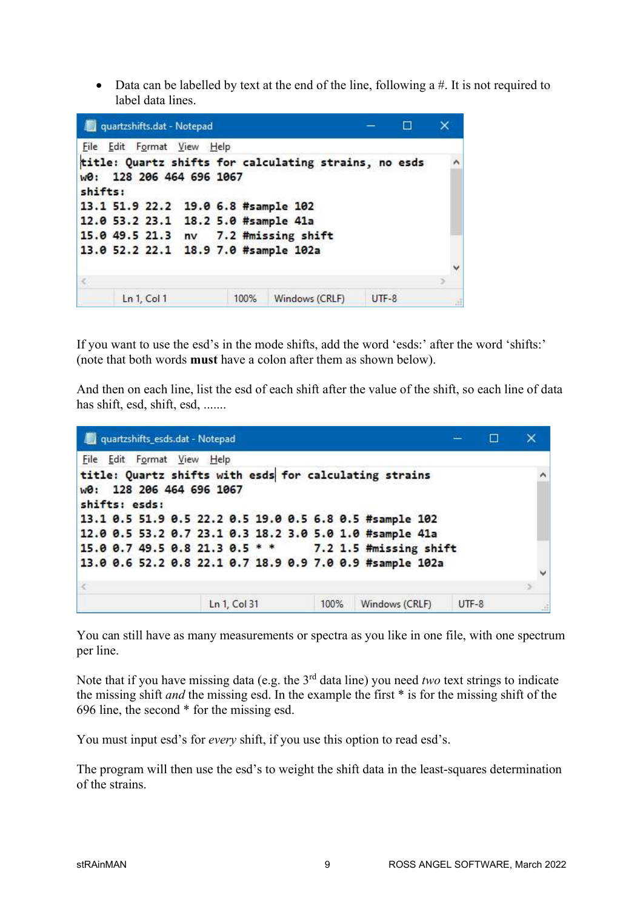- Data can be labelled by text at the end of the line, following a #. It is not required to label data lines.

quartzshifts.dat - Notepad

```
title: Quartz shifts for calculating strains, no esds
w0:  128 206 464 696 1067
shifts:
13.1 51.9 22.2  19.0 6.8 #sample 102
12.0 53.2 23.1  18.2 5.0 #sample 41a
15.0 49.5 21.3  nv   7.2 #missing shift
13.0 52.2 22.1  18.9 7.0 #sample 102a
```

If you want to use the esd's in the mode shifts, add the word 'esds:' after the word 'shifts:' (note that both words **must** have a colon after them as shown below).

And then on each line, list the esd of each shift after the value of the shift, so each line of data has shift, esd, shift, esd, .......

quartzshifts_esds.dat - Notepad

```
title: Quartz shifts with esds for calculating strains
w0:  128 206 464 696 1067
shifts: esds:
13.1 0.5 51.9 0.5 22.2 0.5 19.0 0.5 6.8 0.5 #sample 102
12.0 0.5 53.2 0.7 23.1 0.3 18.2 3.0 5.0 1.0 #sample 41a
15.0 0.7 49.5 0.8 21.3 0.5 * *      7.2 1.5 #missing shift
13.0 0.6 52.2 0.8 22.1 0.7 18.9 0.9 7.0 0.9 #sample 102a
```

You can still have as many measurements or spectra as you like in one file, with one spectrum per line.

Note that if you have missing data (e.g. the 3rd data line) you need *two* text strings to indicate the missing shift *and* the missing esd. In the example the first * is for the missing shift of the 696 line, the second * for the missing esd.

You must input esd's for *every* shift, if you use this option to read esd's.

The program will then use the esd's to weight the shift data in the least-squares determination of the strains.